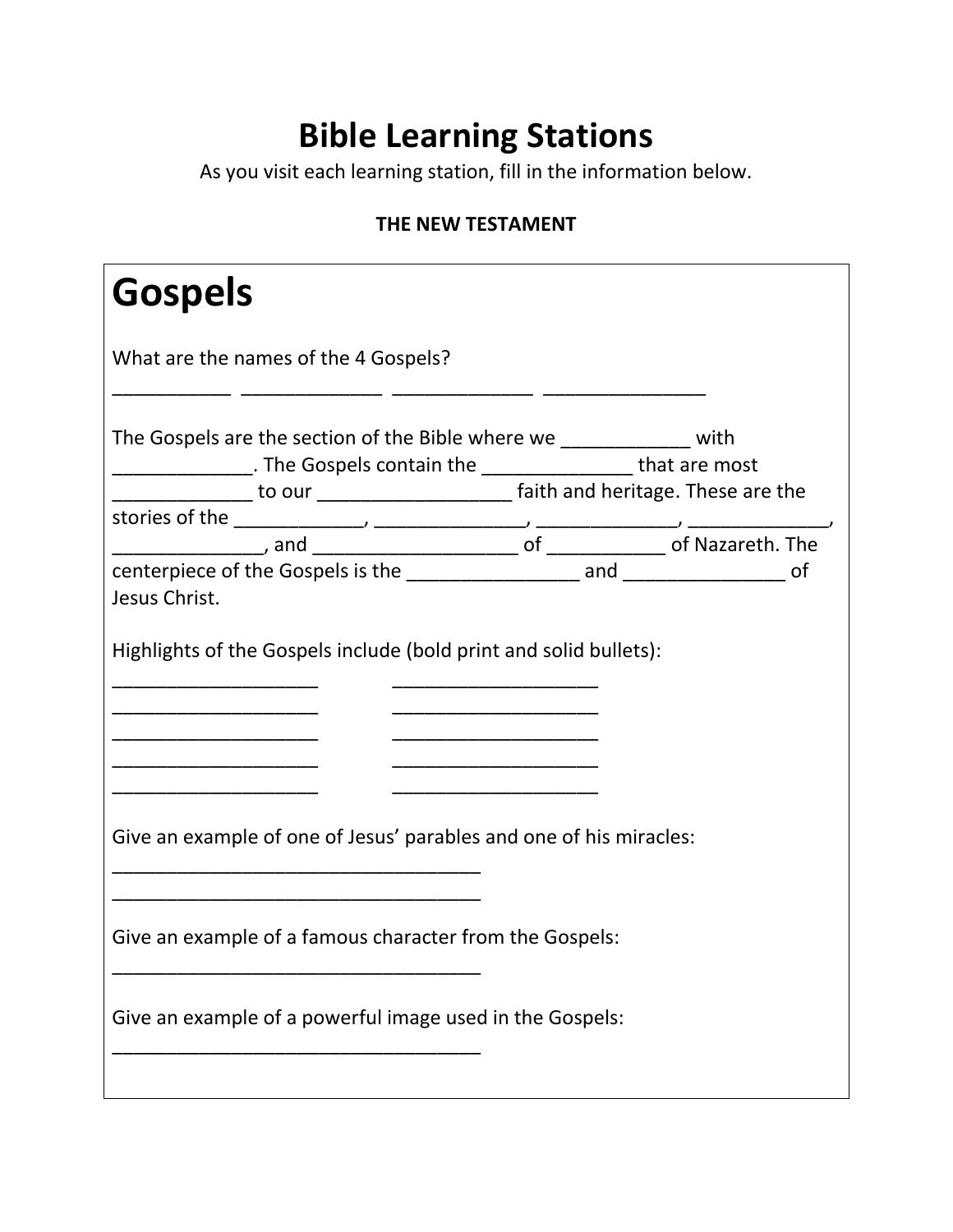# Bible Learning Stations

As you visit each learning station, fill in the information below.

**THE NEW TESTAMENT**

## Gospels

What are the names of the 4 Gospels?

___________ _____________ _____________ _______________

The Gospels are the section of the Bible where we ____________ with _____________. The Gospels contain the ______________ that are most _____________ to our __________________ faith and heritage. These are the stories of the ____________, ______________, _____________, _____________, ______________, and ___________________ of ___________ of Nazareth. The centerpiece of the Gospels is the ________________ and _______________ of Jesus Christ.

Highlights of the Gospels include (bold print and solid bullets):

____________________ ____________________
____________________ ____________________
____________________ ____________________
____________________ ____________________
____________________ ____________________

Give an example of one of Jesus' parables and one of his miracles:

____________________________________
____________________________________

Give an example of a famous character from the Gospels:

____________________________________

Give an example of a powerful image used in the Gospels:

____________________________________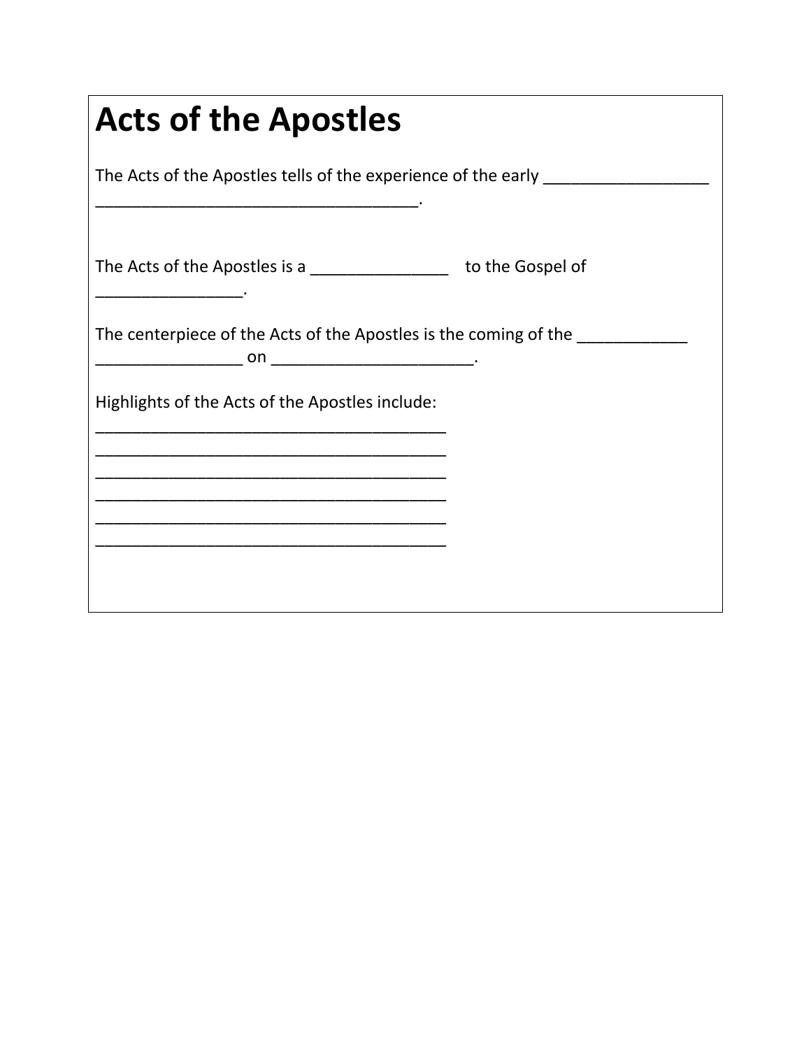# Acts of the Apostles

The Acts of the Apostles tells of the experience of the early __________________ ____________________________________.

The Acts of the Apostles is a _______________ to the Gospel of ________________.

The centerpiece of the Acts of the Apostles is the coming of the ____________ ________________ on ______________________.

Highlights of the Acts of the Apostles include:

________________________________________

________________________________________

________________________________________

________________________________________

________________________________________

________________________________________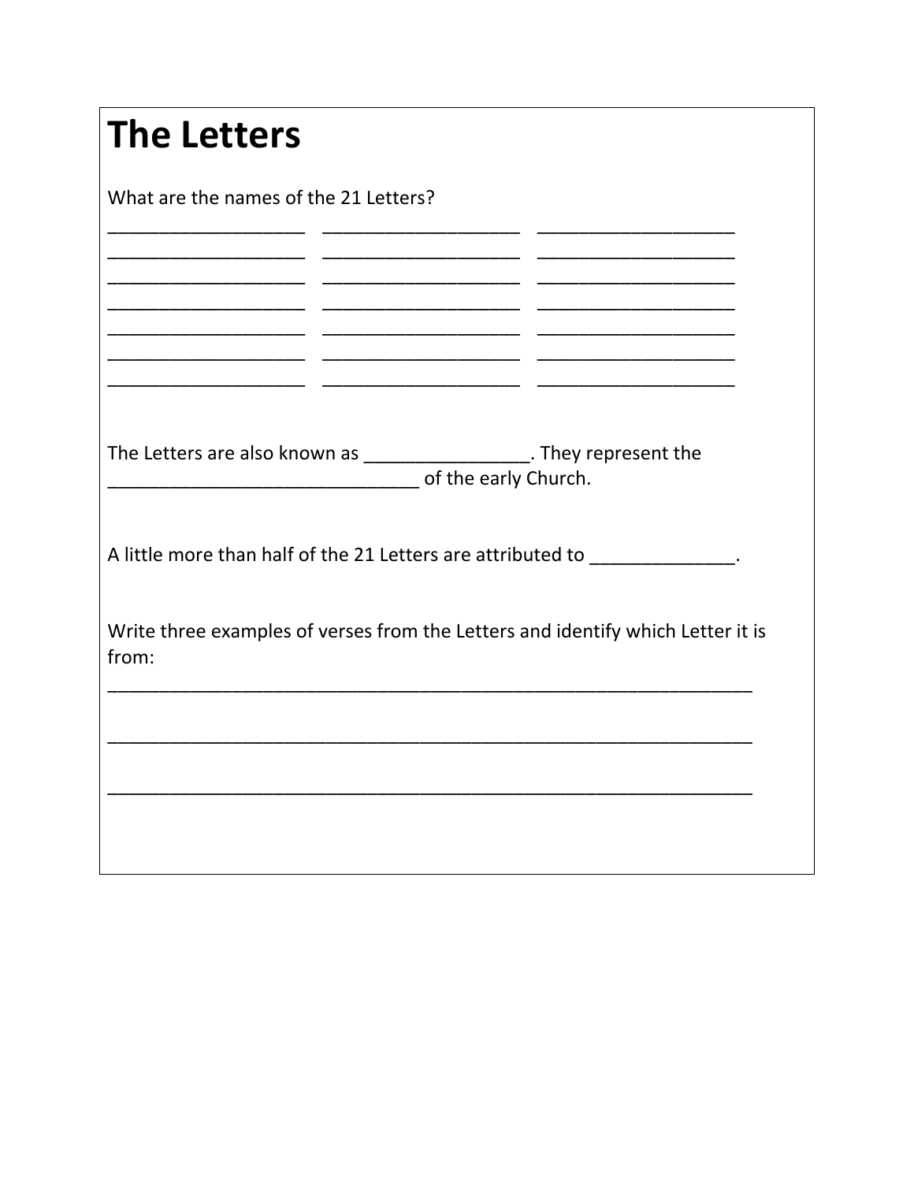# The Letters

What are the names of the 21 Letters?

____________________ ____________________ ____________________
____________________ ____________________ ____________________
____________________ ____________________ ____________________
____________________ ____________________ ____________________
____________________ ____________________ ____________________
____________________ ____________________ ____________________
____________________ ____________________ ____________________

The Letters are also known as ________________. They represent the _______________________________ of the early Church.

A little more than half of the 21 Letters are attributed to ______________.

Write three examples of verses from the Letters and identify which Letter it is from:

_________________________________________________________________

_________________________________________________________________

_________________________________________________________________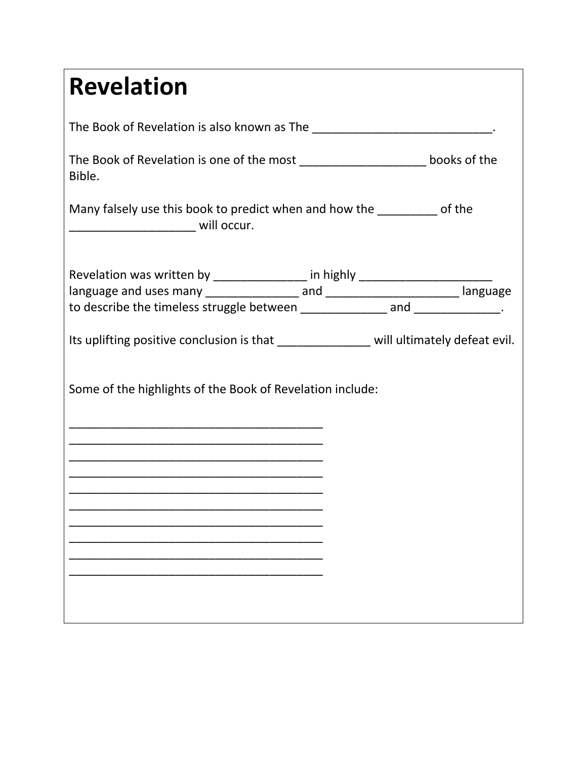# Revelation

The Book of Revelation is also known as The ____________________________.

The Book of Revelation is one of the most ___________________ books of the Bible.

Many falsely use this book to predict when and how the _________ of the ___________________ will occur.

Revelation was written by ______________ in highly ____________________ language and uses many ______________ and ____________________ language to describe the timeless struggle between _____________ and _____________.

Its uplifting positive conclusion is that ______________ will ultimately defeat evil.

Some of the highlights of the Book of Revelation include:

_______________________________________
_______________________________________
_______________________________________
_______________________________________
_______________________________________
_______________________________________
_______________________________________
_______________________________________
_______________________________________
_______________________________________